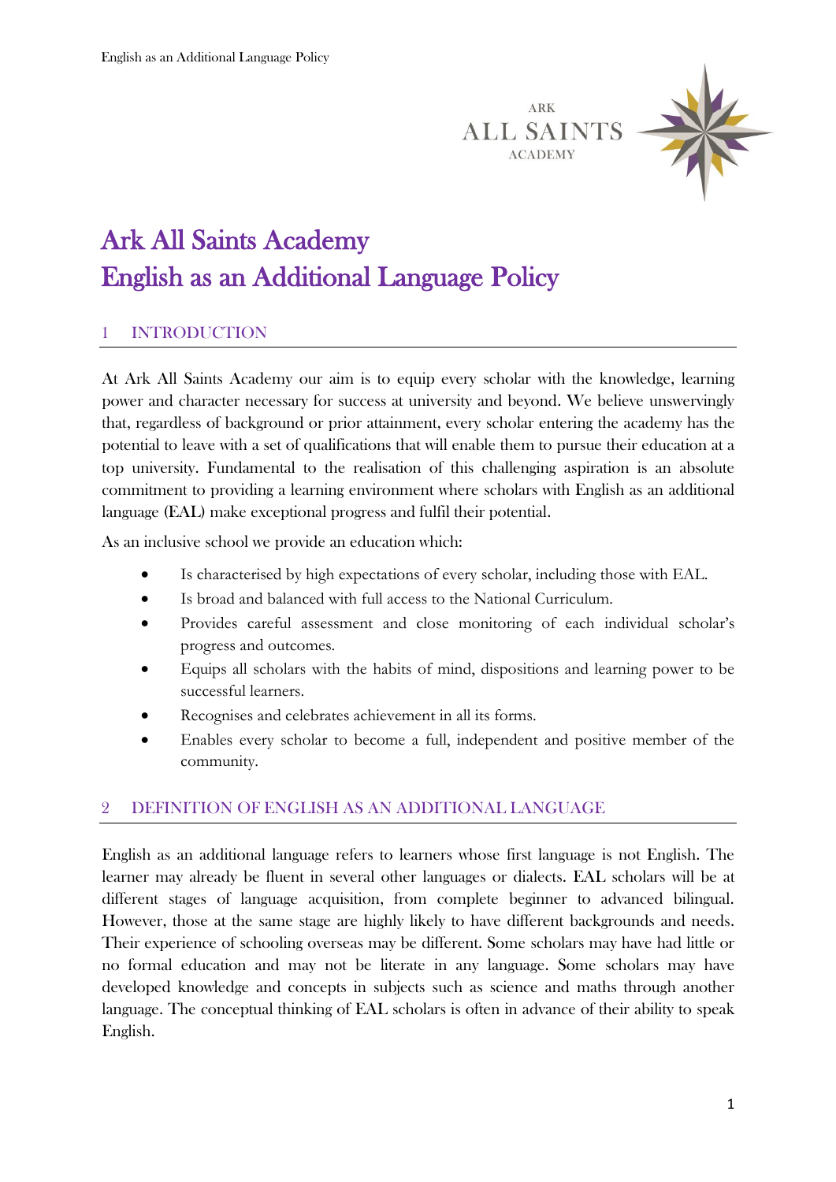# Ark All Saints Academy
# English as an Additional Language Policy

## 1 INTRODUCTION

At Ark All Saints Academy our aim is to equip every scholar with the knowledge, learning power and character necessary for success at university and beyond. We believe unswervingly that, regardless of background or prior attainment, every scholar entering the academy has the potential to leave with a set of qualifications that will enable them to pursue their education at a top university. Fundamental to the realisation of this challenging aspiration is an absolute commitment to providing a learning environment where scholars with English as an additional language (EAL) make exceptional progress and fulfil their potential.

As an inclusive school we provide an education which:

- Is characterised by high expectations of every scholar, including those with EAL.
- Is broad and balanced with full access to the National Curriculum.
- Provides careful assessment and close monitoring of each individual scholar's progress and outcomes.
- Equips all scholars with the habits of mind, dispositions and learning power to be successful learners.
- Recognises and celebrates achievement in all its forms.
- Enables every scholar to become a full, independent and positive member of the community.

## 2 DEFINITION OF ENGLISH AS AN ADDITIONAL LANGUAGE

English as an additional language refers to learners whose first language is not English. The learner may already be fluent in several other languages or dialects. EAL scholars will be at different stages of language acquisition, from complete beginner to advanced bilingual. However, those at the same stage are highly likely to have different backgrounds and needs. Their experience of schooling overseas may be different. Some scholars may have had little or no formal education and may not be literate in any language. Some scholars may have developed knowledge and concepts in subjects such as science and maths through another language. The conceptual thinking of EAL scholars is often in advance of their ability to speak English.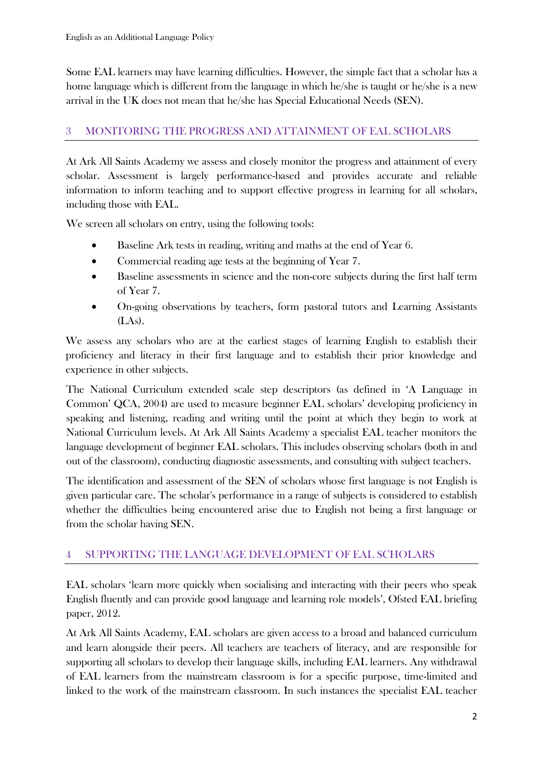Some EAL learners may have learning difficulties. However, the simple fact that a scholar has a home language which is different from the language in which he/she is taught or he/she is a new arrival in the UK does not mean that he/she has Special Educational Needs (SEN).

## 3 MONITORING THE PROGRESS AND ATTAINMENT OF EAL SCHOLARS

At Ark All Saints Academy we assess and closely monitor the progress and attainment of every scholar. Assessment is largely performance-based and provides accurate and reliable information to inform teaching and to support effective progress in learning for all scholars, including those with EAL.

We screen all scholars on entry, using the following tools:

- Baseline Ark tests in reading, writing and maths at the end of Year 6.
- Commercial reading age tests at the beginning of Year 7.
- Baseline assessments in science and the non-core subjects during the first half term of Year 7.
- On-going observations by teachers, form pastoral tutors and Learning Assistants (LAs).

We assess any scholars who are at the earliest stages of learning English to establish their proficiency and literacy in their first language and to establish their prior knowledge and experience in other subjects.

The National Curriculum extended scale step descriptors (as defined in 'A Language in Common' QCA, 2004) are used to measure beginner EAL scholars' developing proficiency in speaking and listening, reading and writing until the point at which they begin to work at National Curriculum levels. At Ark All Saints Academy a specialist EAL teacher monitors the language development of beginner EAL scholars. This includes observing scholars (both in and out of the classroom), conducting diagnostic assessments, and consulting with subject teachers.

The identification and assessment of the SEN of scholars whose first language is not English is given particular care. The scholar's performance in a range of subjects is considered to establish whether the difficulties being encountered arise due to English not being a first language or from the scholar having SEN.

## 4 SUPPORTING THE LANGUAGE DEVELOPMENT OF EAL SCHOLARS

EAL scholars 'learn more quickly when socialising and interacting with their peers who speak English fluently and can provide good language and learning role models', Ofsted EAL briefing paper, 2012.

At Ark All Saints Academy, EAL scholars are given access to a broad and balanced curriculum and learn alongside their peers. All teachers are teachers of literacy, and are responsible for supporting all scholars to develop their language skills, including EAL learners. Any withdrawal of EAL learners from the mainstream classroom is for a specific purpose, time-limited and linked to the work of the mainstream classroom. In such instances the specialist EAL teacher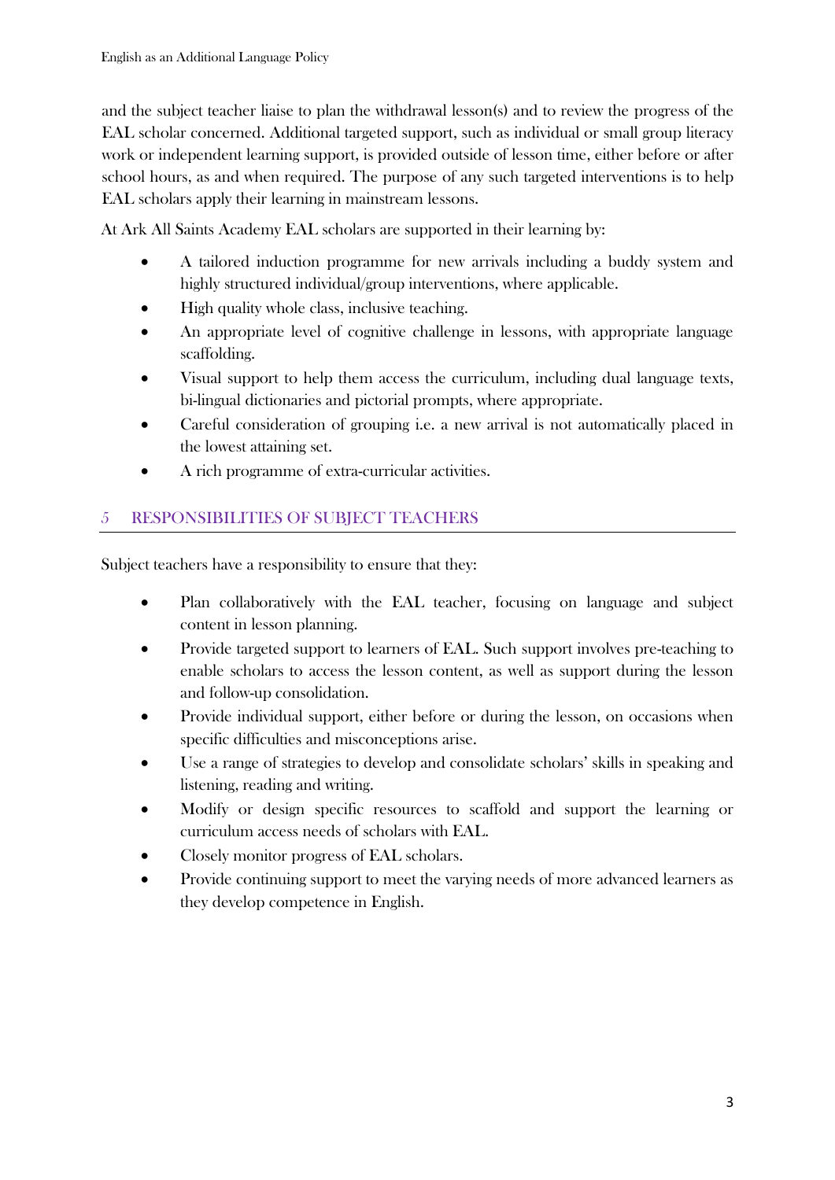and the subject teacher liaise to plan the withdrawal lesson(s) and to review the progress of the EAL scholar concerned. Additional targeted support, such as individual or small group literacy work or independent learning support, is provided outside of lesson time, either before or after school hours, as and when required. The purpose of any such targeted interventions is to help EAL scholars apply their learning in mainstream lessons.

At Ark All Saints Academy EAL scholars are supported in their learning by:

- A tailored induction programme for new arrivals including a buddy system and highly structured individual/group interventions, where applicable.
- High quality whole class, inclusive teaching.
- An appropriate level of cognitive challenge in lessons, with appropriate language scaffolding.
- Visual support to help them access the curriculum, including dual language texts, bi-lingual dictionaries and pictorial prompts, where appropriate.
- Careful consideration of grouping i.e. a new arrival is not automatically placed in the lowest attaining set.
- A rich programme of extra-curricular activities.

## 5 RESPONSIBILITIES OF SUBJECT TEACHERS

Subject teachers have a responsibility to ensure that they:

- Plan collaboratively with the EAL teacher, focusing on language and subject content in lesson planning.
- Provide targeted support to learners of EAL. Such support involves pre-teaching to enable scholars to access the lesson content, as well as support during the lesson and follow-up consolidation.
- Provide individual support, either before or during the lesson, on occasions when specific difficulties and misconceptions arise.
- Use a range of strategies to develop and consolidate scholars' skills in speaking and listening, reading and writing.
- Modify or design specific resources to scaffold and support the learning or curriculum access needs of scholars with EAL.
- Closely monitor progress of EAL scholars.
- Provide continuing support to meet the varying needs of more advanced learners as they develop competence in English.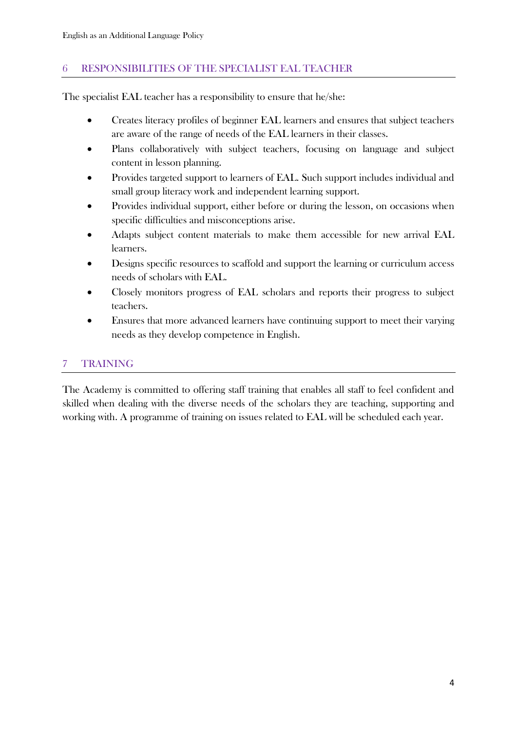## 6 RESPONSIBILITIES OF THE SPECIALIST EAL TEACHER

The specialist EAL teacher has a responsibility to ensure that he/she:

- Creates literacy profiles of beginner EAL learners and ensures that subject teachers are aware of the range of needs of the EAL learners in their classes.
- Plans collaboratively with subject teachers, focusing on language and subject content in lesson planning.
- Provides targeted support to learners of EAL. Such support includes individual and small group literacy work and independent learning support.
- Provides individual support, either before or during the lesson, on occasions when specific difficulties and misconceptions arise.
- Adapts subject content materials to make them accessible for new arrival EAL learners.
- Designs specific resources to scaffold and support the learning or curriculum access needs of scholars with EAL.
- Closely monitors progress of EAL scholars and reports their progress to subject teachers.
- Ensures that more advanced learners have continuing support to meet their varying needs as they develop competence in English.

## 7 TRAINING

The Academy is committed to offering staff training that enables all staff to feel confident and skilled when dealing with the diverse needs of the scholars they are teaching, supporting and working with. A programme of training on issues related to EAL will be scheduled each year.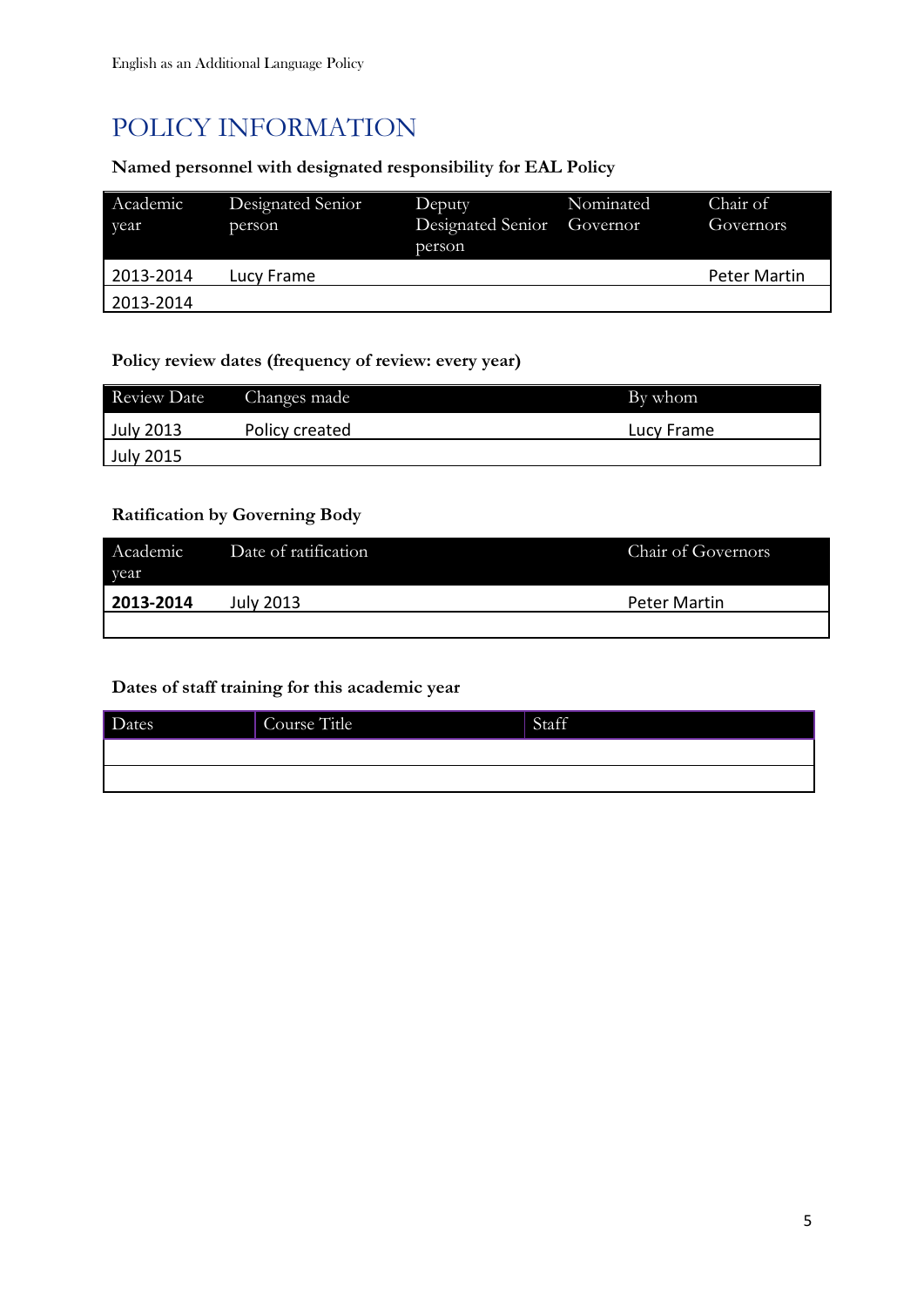# POLICY INFORMATION

**Named personnel with designated responsibility for EAL Policy**

| Academic year | Designated Senior person | Deputy Designated Senior person | Nominated Governor | Chair of Governors |
|---|---|---|---|---|
| 2013-2014 | Lucy Frame | | | Peter Martin |
| 2013-2014 | | | | |

**Policy review dates (frequency of review: every year)**

| Review Date | Changes made | By whom |
|---|---|---|
| July 2013 | Policy created | Lucy Frame |
| July 2015 | | |

**Ratification by Governing Body**

| Academic year | Date of ratification | Chair of Governors |
|---|---|---|
| **2013-2014** | July 2013 | Peter Martin |
| | | |

**Dates of staff training for this academic year**

| Dates | Course Title | Staff |
|---|---|---|
| | | |
| | | |